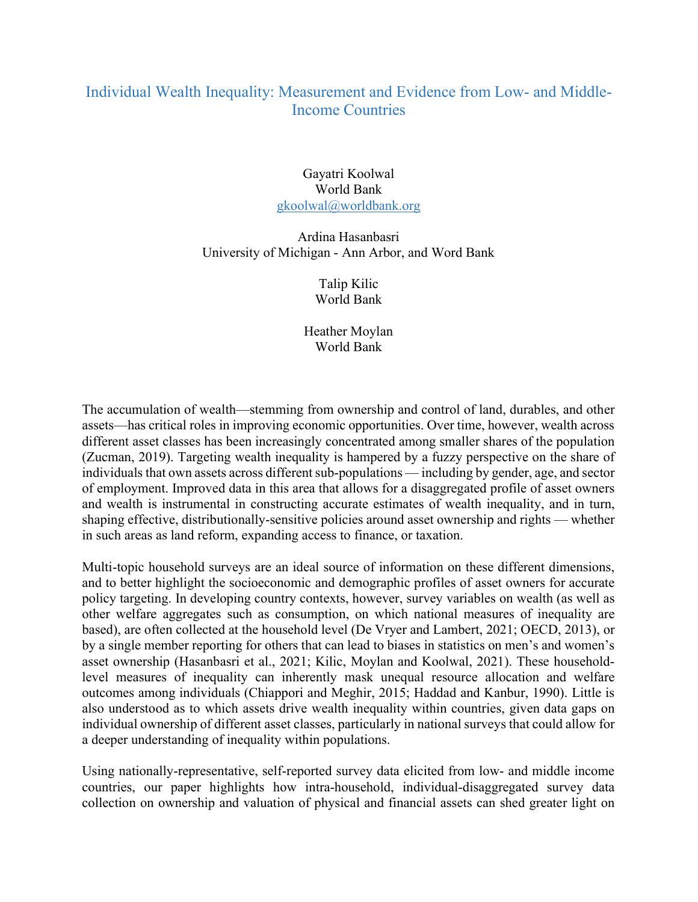# Individual Wealth Inequality: Measurement and Evidence from Low- and Middle-Income Countries

Gayatri Koolwal
World Bank
gkoolwal@worldbank.org

Ardina Hasanbasri
University of Michigan - Ann Arbor, and Word Bank

Talip Kilic
World Bank

Heather Moylan
World Bank

The accumulation of wealth—stemming from ownership and control of land, durables, and other assets—has critical roles in improving economic opportunities. Over time, however, wealth across different asset classes has been increasingly concentrated among smaller shares of the population (Zucman, 2019). Targeting wealth inequality is hampered by a fuzzy perspective on the share of individuals that own assets across different sub-populations — including by gender, age, and sector of employment. Improved data in this area that allows for a disaggregated profile of asset owners and wealth is instrumental in constructing accurate estimates of wealth inequality, and in turn, shaping effective, distributionally-sensitive policies around asset ownership and rights — whether in such areas as land reform, expanding access to finance, or taxation.

Multi-topic household surveys are an ideal source of information on these different dimensions, and to better highlight the socioeconomic and demographic profiles of asset owners for accurate policy targeting. In developing country contexts, however, survey variables on wealth (as well as other welfare aggregates such as consumption, on which national measures of inequality are based), are often collected at the household level (De Vryer and Lambert, 2021; OECD, 2013), or by a single member reporting for others that can lead to biases in statistics on men's and women's asset ownership (Hasanbasri et al., 2021; Kilic, Moylan and Koolwal, 2021). These household-level measures of inequality can inherently mask unequal resource allocation and welfare outcomes among individuals (Chiappori and Meghir, 2015; Haddad and Kanbur, 1990). Little is also understood as to which assets drive wealth inequality within countries, given data gaps on individual ownership of different asset classes, particularly in national surveys that could allow for a deeper understanding of inequality within populations.

Using nationally-representative, self-reported survey data elicited from low- and middle income countries, our paper highlights how intra-household, individual-disaggregated survey data collection on ownership and valuation of physical and financial assets can shed greater light on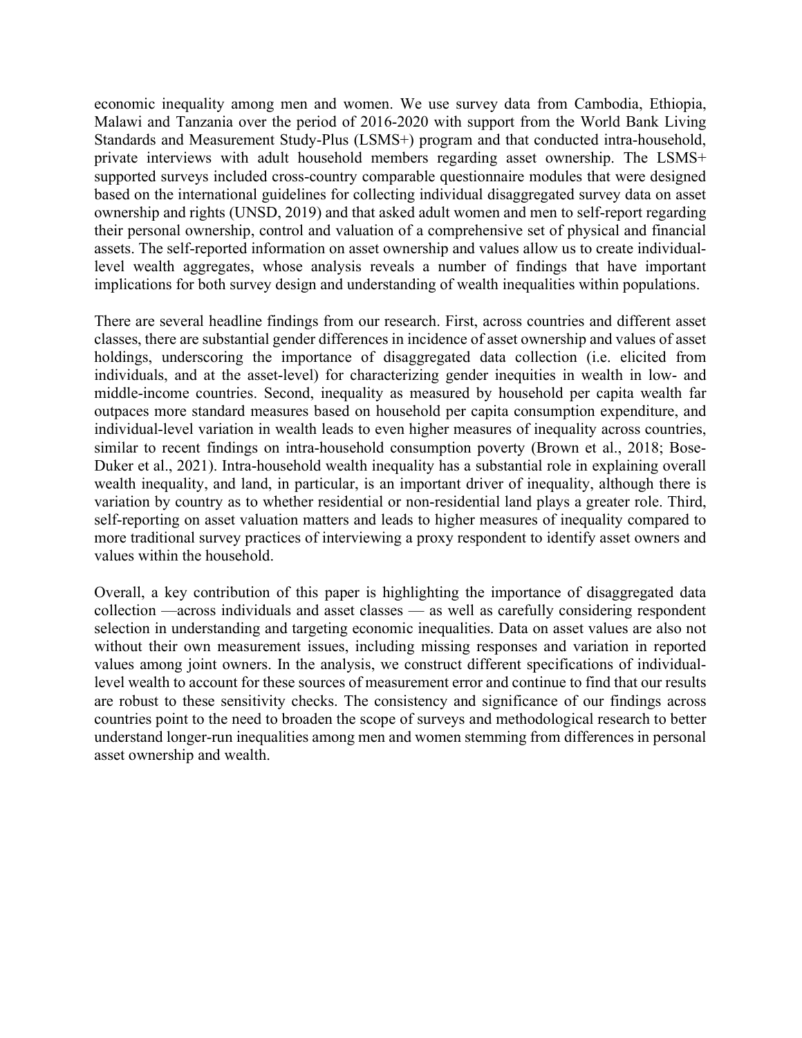economic inequality among men and women. We use survey data from Cambodia, Ethiopia, Malawi and Tanzania over the period of 2016-2020 with support from the World Bank Living Standards and Measurement Study-Plus (LSMS+) program and that conducted intra-household, private interviews with adult household members regarding asset ownership. The LSMS+ supported surveys included cross-country comparable questionnaire modules that were designed based on the international guidelines for collecting individual disaggregated survey data on asset ownership and rights (UNSD, 2019) and that asked adult women and men to self-report regarding their personal ownership, control and valuation of a comprehensive set of physical and financial assets. The self-reported information on asset ownership and values allow us to create individual-level wealth aggregates, whose analysis reveals a number of findings that have important implications for both survey design and understanding of wealth inequalities within populations.

There are several headline findings from our research. First, across countries and different asset classes, there are substantial gender differences in incidence of asset ownership and values of asset holdings, underscoring the importance of disaggregated data collection (i.e. elicited from individuals, and at the asset-level) for characterizing gender inequities in wealth in low- and middle-income countries. Second, inequality as measured by household per capita wealth far outpaces more standard measures based on household per capita consumption expenditure, and individual-level variation in wealth leads to even higher measures of inequality across countries, similar to recent findings on intra-household consumption poverty (Brown et al., 2018; Bose-Duker et al., 2021). Intra-household wealth inequality has a substantial role in explaining overall wealth inequality, and land, in particular, is an important driver of inequality, although there is variation by country as to whether residential or non-residential land plays a greater role. Third, self-reporting on asset valuation matters and leads to higher measures of inequality compared to more traditional survey practices of interviewing a proxy respondent to identify asset owners and values within the household.

Overall, a key contribution of this paper is highlighting the importance of disaggregated data collection —across individuals and asset classes — as well as carefully considering respondent selection in understanding and targeting economic inequalities. Data on asset values are also not without their own measurement issues, including missing responses and variation in reported values among joint owners. In the analysis, we construct different specifications of individual-level wealth to account for these sources of measurement error and continue to find that our results are robust to these sensitivity checks. The consistency and significance of our findings across countries point to the need to broaden the scope of surveys and methodological research to better understand longer-run inequalities among men and women stemming from differences in personal asset ownership and wealth.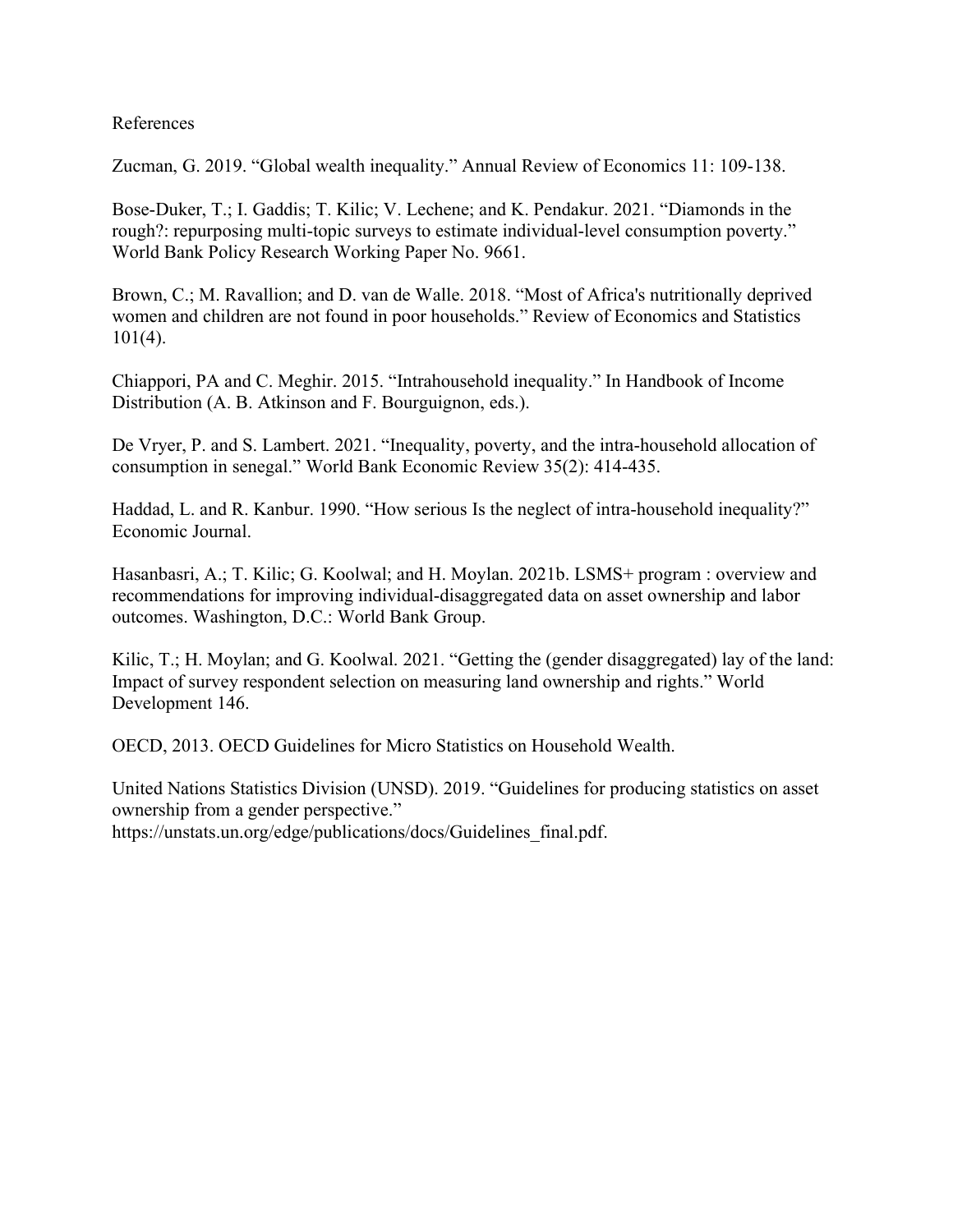References

Zucman, G. 2019. "Global wealth inequality." Annual Review of Economics 11: 109-138.

Bose-Duker, T.; I. Gaddis; T. Kilic; V. Lechene; and K. Pendakur. 2021. "Diamonds in the rough?: repurposing multi-topic surveys to estimate individual-level consumption poverty." World Bank Policy Research Working Paper No. 9661.

Brown, C.; M. Ravallion; and D. van de Walle. 2018. "Most of Africa's nutritionally deprived women and children are not found in poor households." Review of Economics and Statistics 101(4).

Chiappori, PA and C. Meghir. 2015. "Intrahousehold inequality." In Handbook of Income Distribution (A. B. Atkinson and F. Bourguignon, eds.).

De Vryer, P. and S. Lambert. 2021. "Inequality, poverty, and the intra-household allocation of consumption in senegal." World Bank Economic Review 35(2): 414-435.

Haddad, L. and R. Kanbur. 1990. "How serious Is the neglect of intra-household inequality?" Economic Journal.

Hasanbasri, A.; T. Kilic; G. Koolwal; and H. Moylan. 2021b. LSMS+ program : overview and recommendations for improving individual-disaggregated data on asset ownership and labor outcomes. Washington, D.C.: World Bank Group.

Kilic, T.; H. Moylan; and G. Koolwal. 2021. "Getting the (gender disaggregated) lay of the land: Impact of survey respondent selection on measuring land ownership and rights." World Development 146.

OECD, 2013. OECD Guidelines for Micro Statistics on Household Wealth.

United Nations Statistics Division (UNSD). 2019. "Guidelines for producing statistics on asset ownership from a gender perspective." https://unstats.un.org/edge/publications/docs/Guidelines_final.pdf.